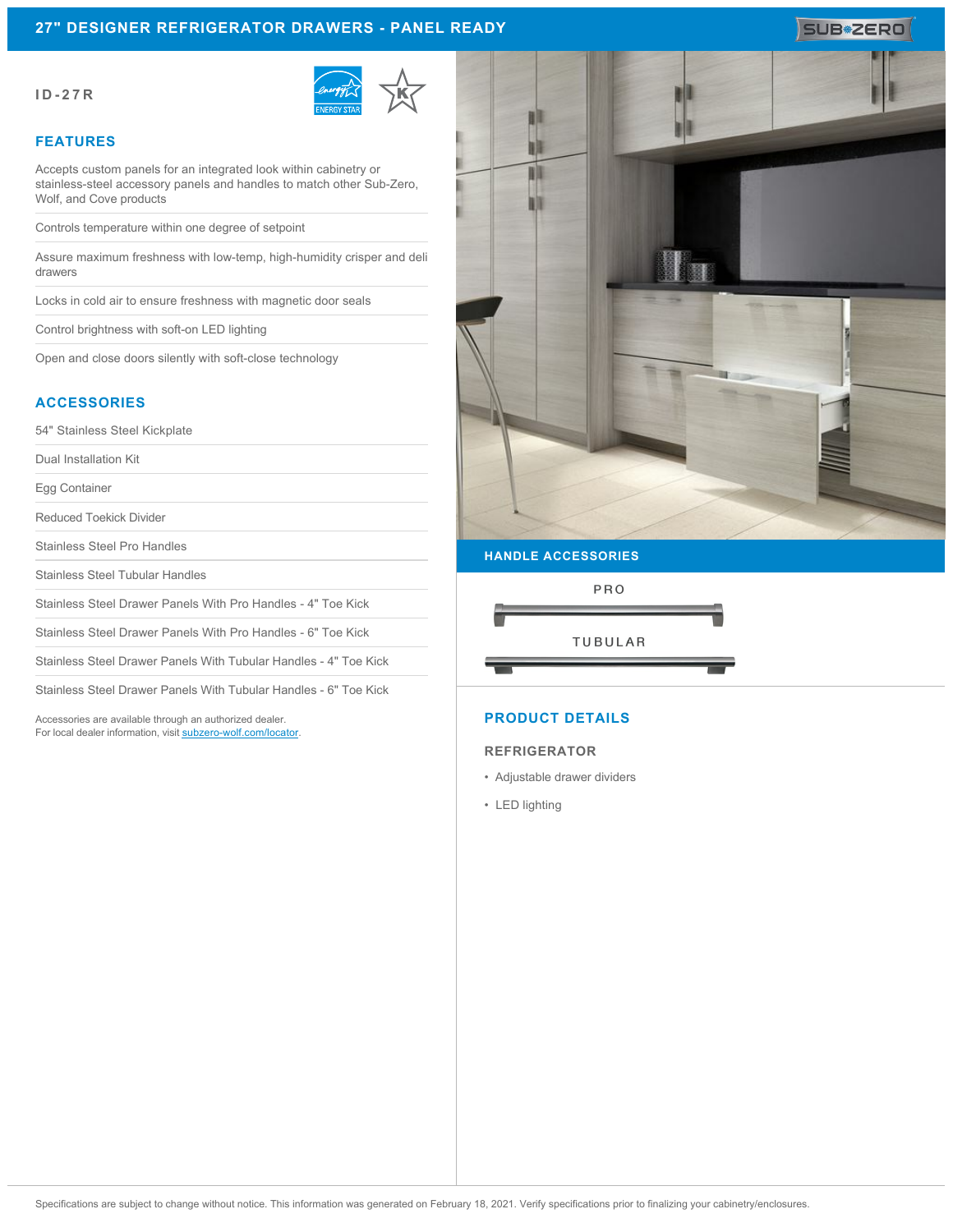# 27" DESIGNER REFRIGERATOR DRAWERS - PANEL READY

**ID-27R**

## FEATURES

Accepts custom panels for an integrated look within cabinetry or stainless-steel accessory panels and handles to match other Sub-Zero, Wolf, and Cove products

Controls temperature within one degree of setpoint

Assure maximum freshness with low-temp, high-humidity crisper and deli drawers

Locks in cold air to ensure freshness with magnetic door seals

Control brightness with soft-on LED lighting

Open and close doors silently with soft-close technology

## ACCESSORIES

54" Stainless Steel Kickplate

Dual Installation Kit

Egg Container

Reduced Toekick Divider

Stainless Steel Pro Handles

Stainless Steel Tubular Handles

Stainless Steel Drawer Panels With Pro Handles - 4" Toe Kick

Stainless Steel Drawer Panels With Pro Handles - 6" Toe Kick

Stainless Steel Drawer Panels With Tubular Handles - 4" Toe Kick

Stainless Steel Drawer Panels With Tubular Handles - 6" Toe Kick

Accessories are available through an authorized dealer.
For local dealer information, visit subzero-wolf.com/locator.

## HANDLE ACCESSORIES

PRO

TUBULAR

## PRODUCT DETAILS

### REFRIGERATOR

- Adjustable drawer dividers
- LED lighting

Specifications are subject to change without notice. This information was generated on February 18, 2021. Verify specifications prior to finalizing your cabinetry/enclosures.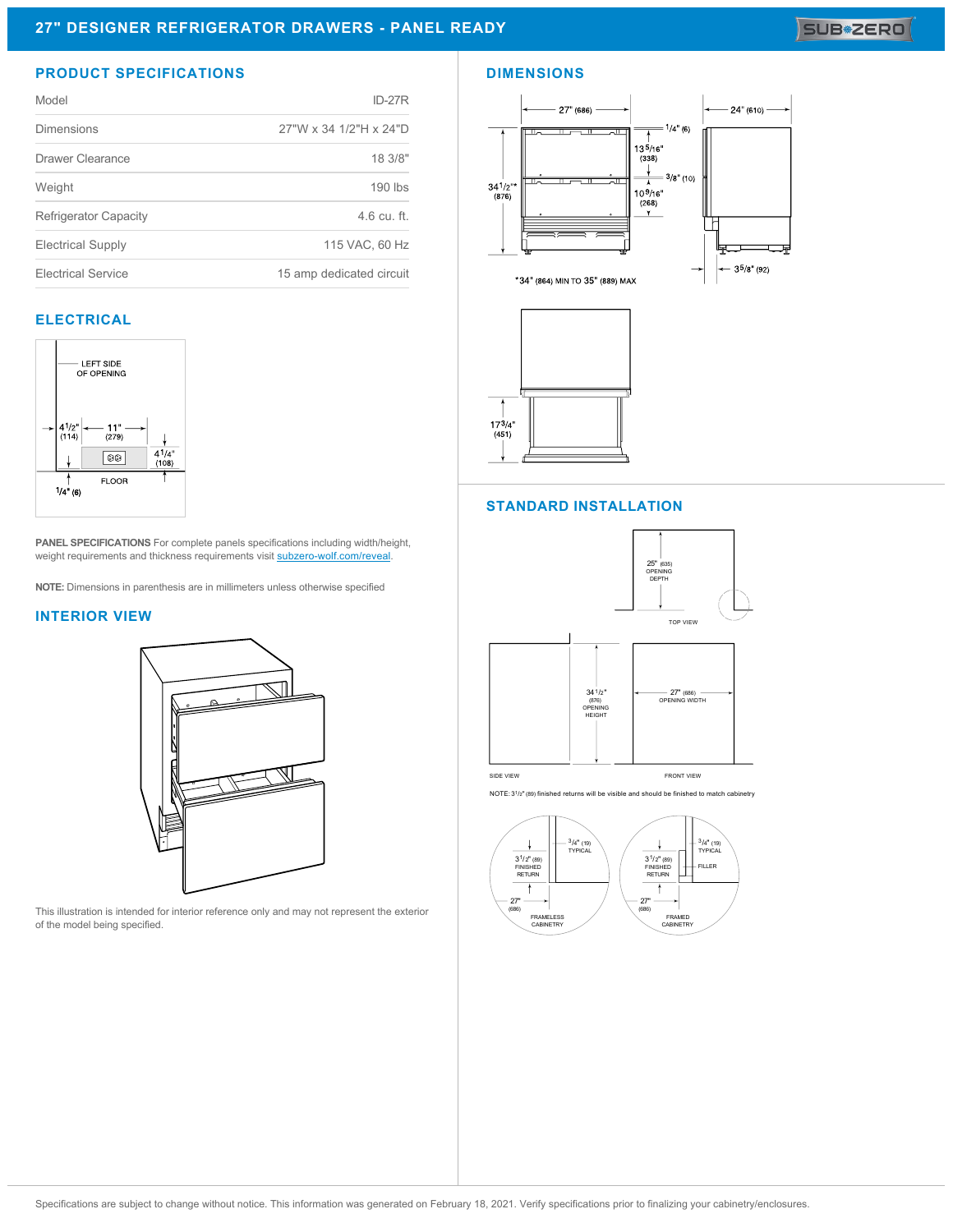# 27" DESIGNER REFRIGERATOR DRAWERS - PANEL READY

## PRODUCT SPECIFICATIONS

| | |
|---|---|
| Model | ID-27R |
| Dimensions | 27"W x 34 1/2"H x 24"D |
| Drawer Clearance | 18 3/8" |
| Weight | 190 lbs |
| Refrigerator Capacity | 4.6 cu. ft. |
| Electrical Supply | 115 VAC, 60 Hz |
| Electrical Service | 15 amp dedicated circuit |

## ELECTRICAL

LEFT SIDE OF OPENING

4 1/2" (114)

11" (279)

4 1/4" (108)

FLOOR

1/4" (6)

**PANEL SPECIFICATIONS** For complete panels specifications including width/height, weight requirements and thickness requirements visit subzero-wolf.com/reveal.

**NOTE:** Dimensions in parenthesis are in millimeters unless otherwise specified

## INTERIOR VIEW

This illustration is intended for interior reference only and may not represent the exterior of the model being specified.

## DIMENSIONS

27" (686)

24" (610)

1/4" (6)

13 5/16" (338)

3/8" (10)

34 1/2"* (876)

10 9/16" (268)

3 5/8" (92)

*34" (864) MIN TO 35" (889) MAX

17 3/4" (451)

## STANDARD INSTALLATION

25" (635) OPENING DEPTH

TOP VIEW

34 1/2" (876) OPENING HEIGHT

27" (686) OPENING WIDTH

SIDE VIEW

FRONT VIEW

NOTE: 3 1/2" (89) finished returns will be visible and should be finished to match cabinetry

3/4" (19) TYPICAL

3 1/2" (89) FINISHED RETURN

27" (686)

FRAMELESS CABINETRY

3/4" (19) TYPICAL

3 1/2" (89) FINISHED RETURN

FILLER

27" (686)

FRAMED CABINETRY

Specifications are subject to change without notice. This information was generated on February 18, 2021. Verify specifications prior to finalizing your cabinetry/enclosures.